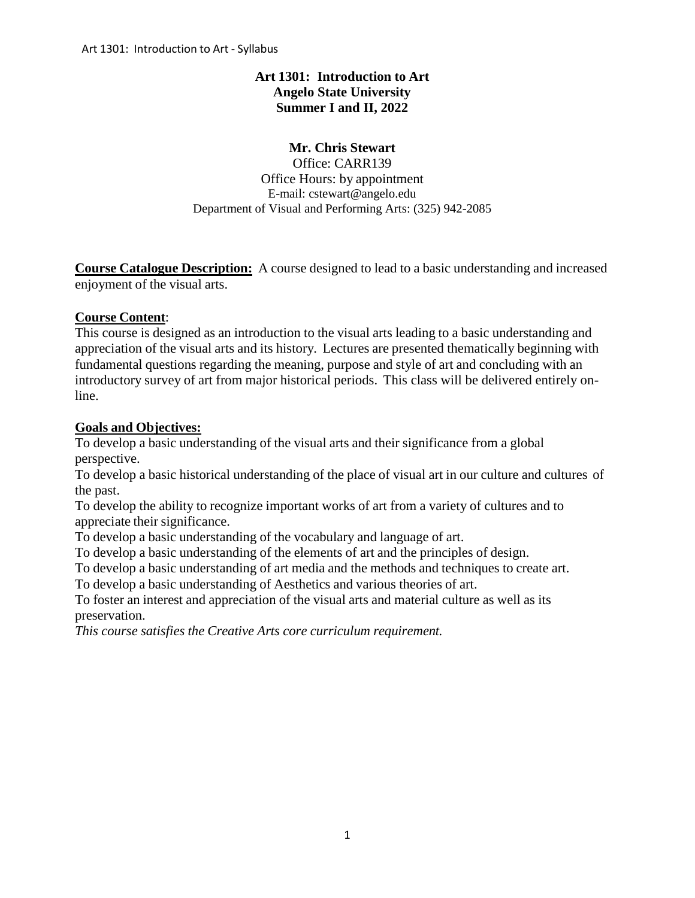# Art 1301: Introduction to Art
## Angelo State University
## Summer I and II, 2022

**Mr. Chris Stewart**
Office: CARR139
Office Hours: by appointment
E-mail: cstewart@angelo.edu
Department of Visual and Performing Arts: (325) 942-2085

**Course Catalogue Description:** A course designed to lead to a basic understanding and increased enjoyment of the visual arts.

**Course Content**:
This course is designed as an introduction to the visual arts leading to a basic understanding and appreciation of the visual arts and its history. Lectures are presented thematically beginning with fundamental questions regarding the meaning, purpose and style of art and concluding with an introductory survey of art from major historical periods. This class will be delivered entirely on-line.

**Goals and Objectives:**
To develop a basic understanding of the visual arts and their significance from a global perspective.
To develop a basic historical understanding of the place of visual art in our culture and cultures of the past.
To develop the ability to recognize important works of art from a variety of cultures and to appreciate their significance.
To develop a basic understanding of the vocabulary and language of art.
To develop a basic understanding of the elements of art and the principles of design.
To develop a basic understanding of art media and the methods and techniques to create art.
To develop a basic understanding of Aesthetics and various theories of art.
To foster an interest and appreciation of the visual arts and material culture as well as its preservation.
*This course satisfies the Creative Arts core curriculum requirement.*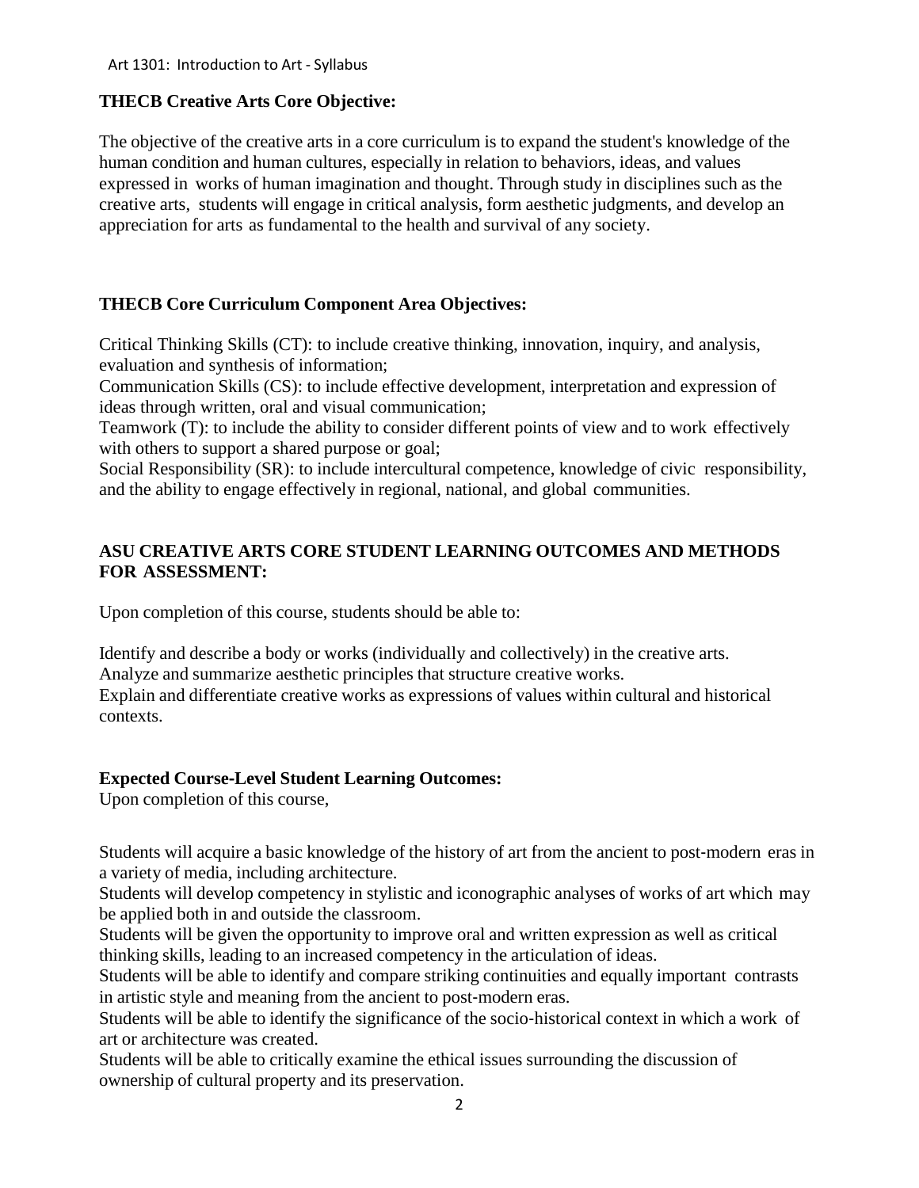**THECB Creative Arts Core Objective:**

The objective of the creative arts in a core curriculum is to expand the student's knowledge of the human condition and human cultures, especially in relation to behaviors, ideas, and values expressed in works of human imagination and thought. Through study in disciplines such as the creative arts, students will engage in critical analysis, form aesthetic judgments, and develop an appreciation for arts as fundamental to the health and survival of any society.

**THECB Core Curriculum Component Area Objectives:**

Critical Thinking Skills (CT): to include creative thinking, innovation, inquiry, and analysis, evaluation and synthesis of information;
Communication Skills (CS): to include effective development, interpretation and expression of ideas through written, oral and visual communication;
Teamwork (T): to include the ability to consider different points of view and to work effectively with others to support a shared purpose or goal;
Social Responsibility (SR): to include intercultural competence, knowledge of civic responsibility, and the ability to engage effectively in regional, national, and global communities.

**ASU CREATIVE ARTS CORE STUDENT LEARNING OUTCOMES AND METHODS FOR ASSESSMENT:**

Upon completion of this course, students should be able to:

Identify and describe a body or works (individually and collectively) in the creative arts.
Analyze and summarize aesthetic principles that structure creative works.
Explain and differentiate creative works as expressions of values within cultural and historical contexts.

**Expected Course-Level Student Learning Outcomes:**
Upon completion of this course,

Students will acquire a basic knowledge of the history of art from the ancient to post-modern eras in a variety of media, including architecture.
Students will develop competency in stylistic and iconographic analyses of works of art which may be applied both in and outside the classroom.
Students will be given the opportunity to improve oral and written expression as well as critical thinking skills, leading to an increased competency in the articulation of ideas.
Students will be able to identify and compare striking continuities and equally important contrasts in artistic style and meaning from the ancient to post-modern eras.
Students will be able to identify the significance of the socio-historical context in which a work of art or architecture was created.
Students will be able to critically examine the ethical issues surrounding the discussion of ownership of cultural property and its preservation.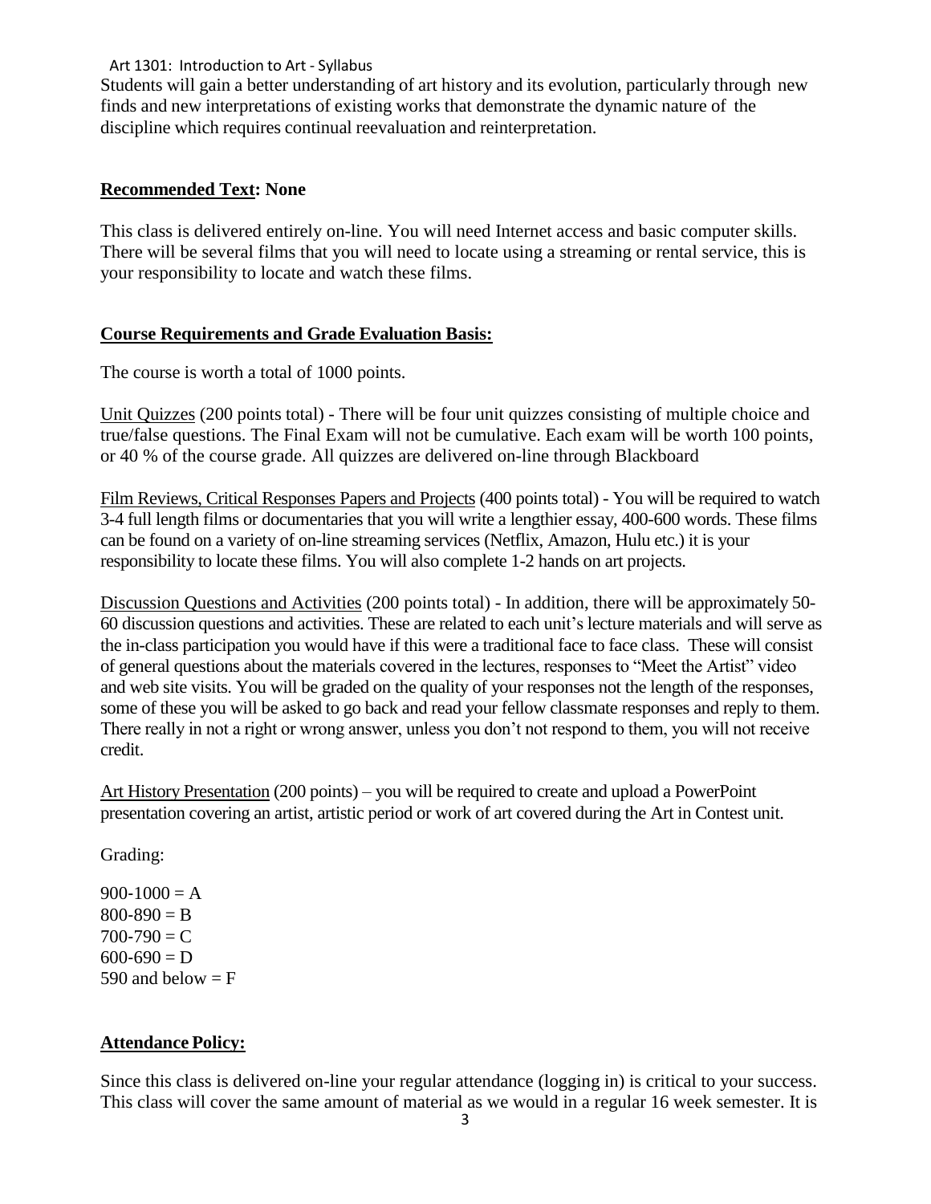Students will gain a better understanding of art history and its evolution, particularly through new finds and new interpretations of existing works that demonstrate the dynamic nature of the discipline which requires continual reevaluation and reinterpretation.

**Recommended Text: None**

This class is delivered entirely on-line. You will need Internet access and basic computer skills. There will be several films that you will need to locate using a streaming or rental service, this is your responsibility to locate and watch these films.

**Course Requirements and Grade Evaluation Basis:**

The course is worth a total of 1000 points.

Unit Quizzes (200 points total) - There will be four unit quizzes consisting of multiple choice and true/false questions. The Final Exam will not be cumulative. Each exam will be worth 100 points, or 40 % of the course grade. All quizzes are delivered on-line through Blackboard

Film Reviews, Critical Responses Papers and Projects (400 points total) - You will be required to watch 3-4 full length films or documentaries that you will write a lengthier essay, 400-600 words. These films can be found on a variety of on-line streaming services (Netflix, Amazon, Hulu etc.) it is your responsibility to locate these films. You will also complete 1-2 hands on art projects.

Discussion Questions and Activities (200 points total) - In addition, there will be approximately 50-60 discussion questions and activities. These are related to each unit's lecture materials and will serve as the in-class participation you would have if this were a traditional face to face class. These will consist of general questions about the materials covered in the lectures, responses to "Meet the Artist" video and web site visits. You will be graded on the quality of your responses not the length of the responses, some of these you will be asked to go back and read your fellow classmate responses and reply to them. There really in not a right or wrong answer, unless you don't not respond to them, you will not receive credit.

Art History Presentation (200 points) – you will be required to create and upload a PowerPoint presentation covering an artist, artistic period or work of art covered during the Art in Contest unit.

Grading:

900-1000 = A
800-890 = B
700-790 = C
600-690 = D
590 and below = F

**Attendance Policy:**

Since this class is delivered on-line your regular attendance (logging in) is critical to your success. This class will cover the same amount of material as we would in a regular 16 week semester. It is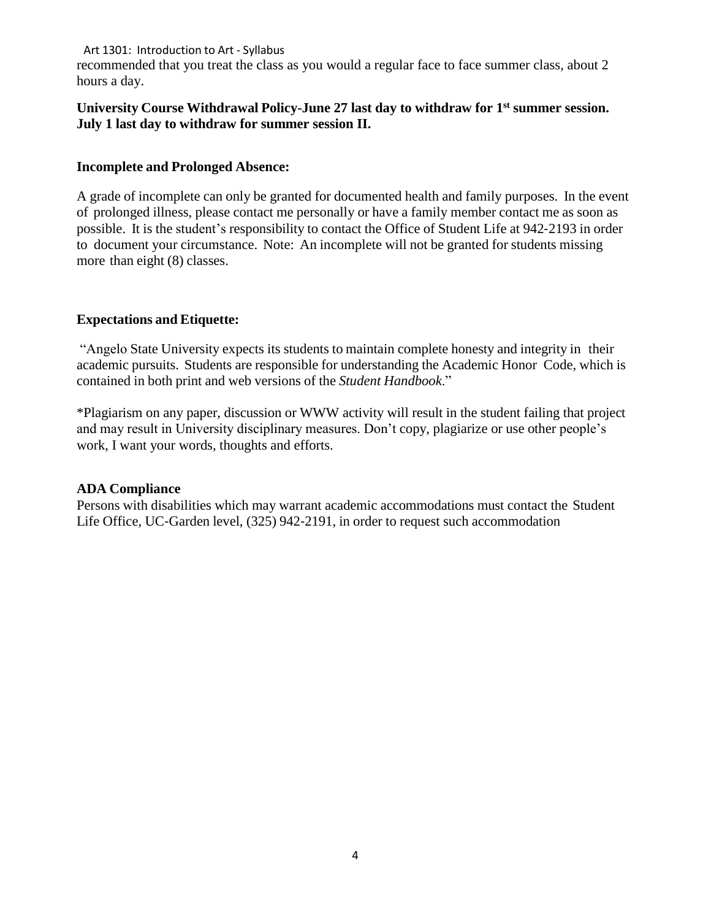recommended that you treat the class as you would a regular face to face summer class, about 2 hours a day.

**University Course Withdrawal Policy-June 27 last day to withdraw for 1st summer session. July 1 last day to withdraw for summer session II.**

**Incomplete and Prolonged Absence:**

A grade of incomplete can only be granted for documented health and family purposes. In the event of prolonged illness, please contact me personally or have a family member contact me as soon as possible. It is the student's responsibility to contact the Office of Student Life at 942-2193 in order to document your circumstance. Note: An incomplete will not be granted for students missing more than eight (8) classes.

**Expectations and Etiquette:**

"Angelo State University expects its students to maintain complete honesty and integrity in their academic pursuits. Students are responsible for understanding the Academic Honor Code, which is contained in both print and web versions of the *Student Handbook*."

*Plagiarism on any paper, discussion or WWW activity will result in the student failing that project and may result in University disciplinary measures. Don't copy, plagiarize or use other people's work, I want your words, thoughts and efforts.

**ADA Compliance**

Persons with disabilities which may warrant academic accommodations must contact the Student Life Office, UC-Garden level, (325) 942-2191, in order to request such accommodation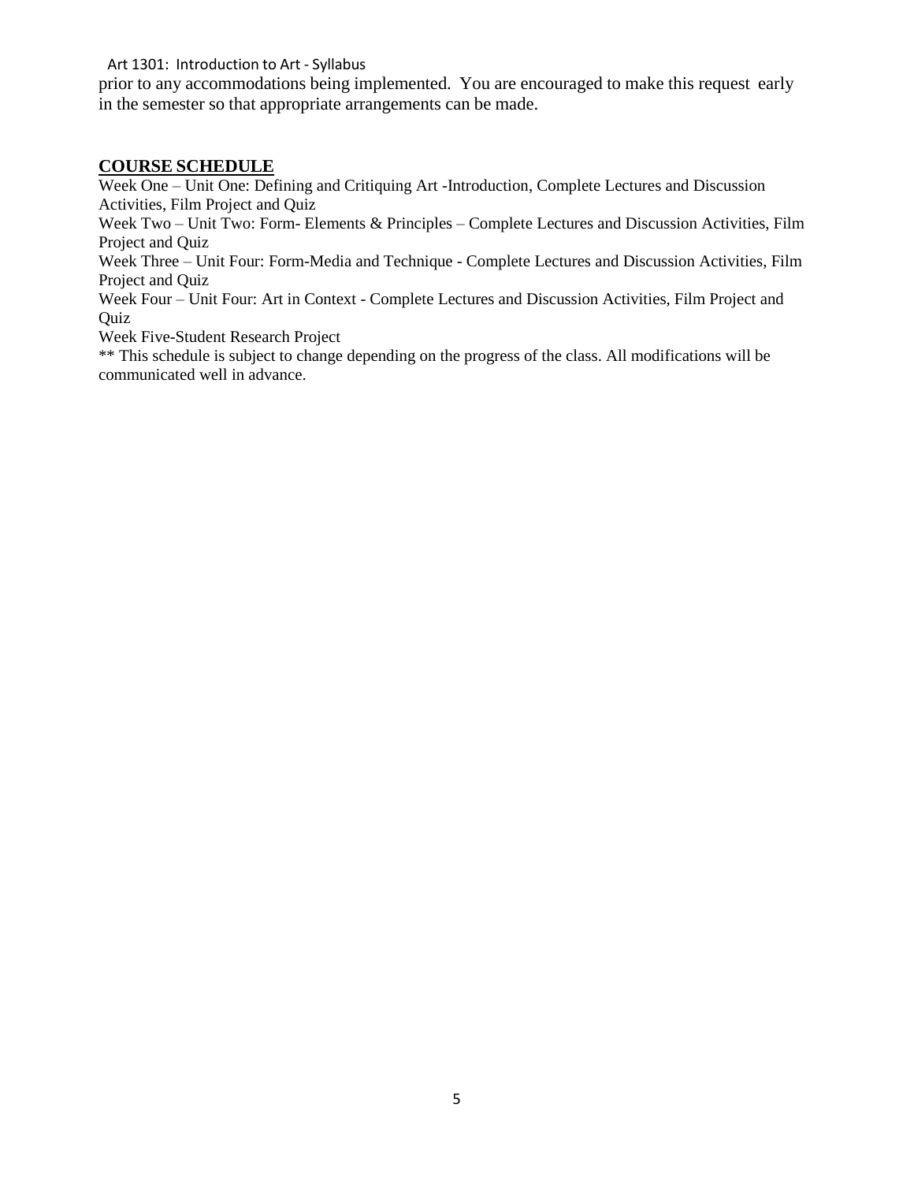prior to any accommodations being implemented. You are encouraged to make this request early in the semester so that appropriate arrangements can be made.

## COURSE SCHEDULE

Week One – Unit One: Defining and Critiquing Art -Introduction, Complete Lectures and Discussion Activities, Film Project and Quiz

Week Two – Unit Two: Form- Elements & Principles – Complete Lectures and Discussion Activities, Film Project and Quiz

Week Three – Unit Four: Form-Media and Technique - Complete Lectures and Discussion Activities, Film Project and Quiz

Week Four – Unit Four: Art in Context - Complete Lectures and Discussion Activities, Film Project and Quiz

Week Five-Student Research Project

** This schedule is subject to change depending on the progress of the class. All modifications will be communicated well in advance.